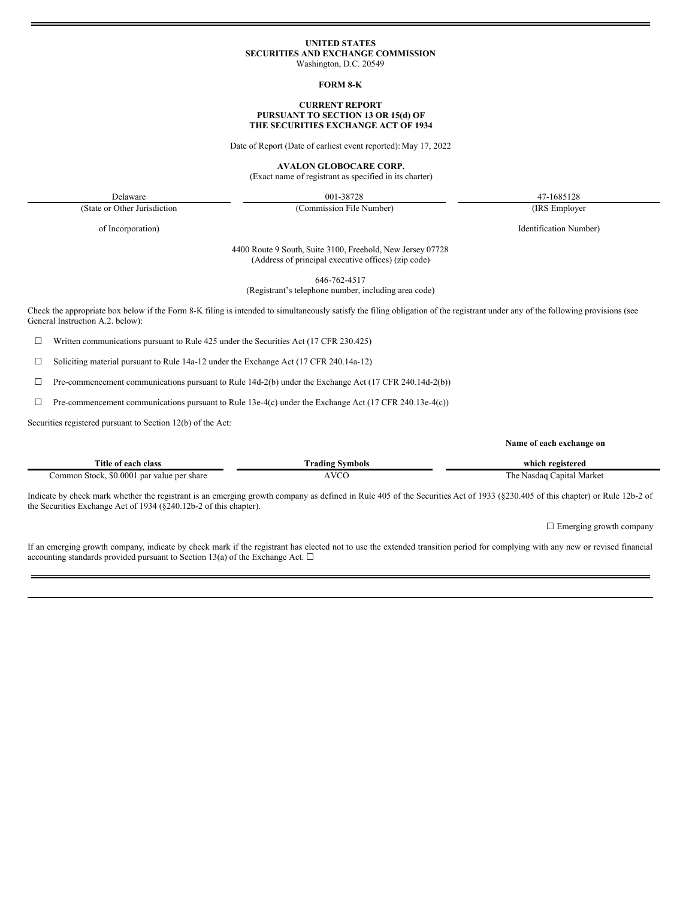**UNITED STATES**
**SECURITIES AND EXCHANGE COMMISSION**
Washington, D.C. 20549

**FORM 8-K**

**CURRENT REPORT**
**PURSUANT TO SECTION 13 OR 15(d) OF**
**THE SECURITIES EXCHANGE ACT OF 1934**

Date of Report (Date of earliest event reported): May 17, 2022

**AVALON GLOBOCARE CORP.**
(Exact name of registrant as specified in its charter)

| Delaware | 001-38728 | 47-1685128 |
| --- | --- | --- |
| (State or Other Jurisdiction of Incorporation) | (Commission File Number) | (IRS Employer Identification Number) |

4400 Route 9 South, Suite 3100, Freehold, New Jersey 07728
(Address of principal executive offices) (zip code)

646-762-4517
(Registrant's telephone number, including area code)

Check the appropriate box below if the Form 8-K filing is intended to simultaneously satisfy the filing obligation of the registrant under any of the following provisions (see General Instruction A.2. below):

☐ Written communications pursuant to Rule 425 under the Securities Act (17 CFR 230.425)

☐ Soliciting material pursuant to Rule 14a-12 under the Exchange Act (17 CFR 240.14a-12)

☐ Pre-commencement communications pursuant to Rule 14d-2(b) under the Exchange Act (17 CFR 240.14d-2(b))

☐ Pre-commencement communications pursuant to Rule 13e-4(c) under the Exchange Act (17 CFR 240.13e-4(c))

Securities registered pursuant to Section 12(b) of the Act:

| Title of each class | Trading Symbols | Name of each exchange on which registered |
| --- | --- | --- |
| Common Stock, $0.0001 par value per share | AVCO | The Nasdaq Capital Market |

Indicate by check mark whether the registrant is an emerging growth company as defined in Rule 405 of the Securities Act of 1933 (§230.405 of this chapter) or Rule 12b-2 of the Securities Exchange Act of 1934 (§240.12b-2 of this chapter).

☐ Emerging growth company

If an emerging growth company, indicate by check mark if the registrant has elected not to use the extended transition period for complying with any new or revised financial accounting standards provided pursuant to Section 13(a) of the Exchange Act. ☐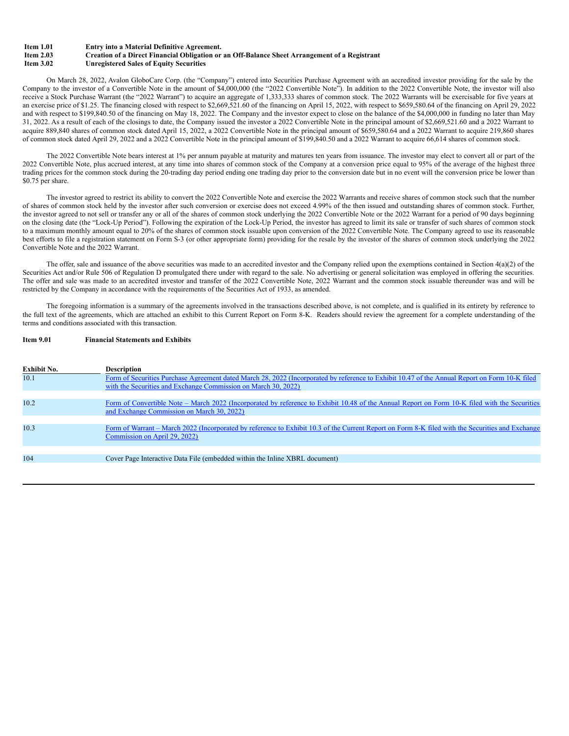**Item 1.01 Entry into a Material Definitive Agreement.**
**Item 2.03 Creation of a Direct Financial Obligation or an Off-Balance Sheet Arrangement of a Registrant**
**Item 3.02 Unregistered Sales of Equity Securities**

On March 28, 2022, Avalon GloboCare Corp. (the "Company") entered into Securities Purchase Agreement with an accredited investor providing for the sale by the Company to the investor of a Convertible Note in the amount of $4,000,000 (the "2022 Convertible Note"). In addition to the 2022 Convertible Note, the investor will also receive a Stock Purchase Warrant (the "2022 Warrant") to acquire an aggregate of 1,333,333 shares of common stock. The 2022 Warrants will be exercisable for five years at an exercise price of $1.25. The financing closed with respect to $2,669,521.60 of the financing on April 15, 2022, with respect to $659,580.64 of the financing on April 29, 2022 and with respect to $199,840.50 of the financing on May 18, 2022. The Company and the investor expect to close on the balance of the $4,000,000 in funding no later than May 31, 2022. As a result of each of the closings to date, the Company issued the investor a 2022 Convertible Note in the principal amount of $2,669,521.60 and a 2022 Warrant to acquire 889,840 shares of common stock dated April 15, 2022, a 2022 Convertible Note in the principal amount of $659,580.64 and a 2022 Warrant to acquire 219,860 shares of common stock dated April 29, 2022 and a 2022 Convertible Note in the principal amount of $199,840.50 and a 2022 Warrant to acquire 66,614 shares of common stock.

The 2022 Convertible Note bears interest at 1% per annum payable at maturity and matures ten years from issuance. The investor may elect to convert all or part of the 2022 Convertible Note, plus accrued interest, at any time into shares of common stock of the Company at a conversion price equal to 95% of the average of the highest three trading prices for the common stock during the 20-trading day period ending one trading day prior to the conversion date but in no event will the conversion price be lower than $0.75 per share.

The investor agreed to restrict its ability to convert the 2022 Convertible Note and exercise the 2022 Warrants and receive shares of common stock such that the number of shares of common stock held by the investor after such conversion or exercise does not exceed 4.99% of the then issued and outstanding shares of common stock. Further, the investor agreed to not sell or transfer any or all of the shares of common stock underlying the 2022 Convertible Note or the 2022 Warrant for a period of 90 days beginning on the closing date (the "Lock-Up Period"). Following the expiration of the Lock-Up Period, the investor has agreed to limit its sale or transfer of such shares of common stock to a maximum monthly amount equal to 20% of the shares of common stock issuable upon conversion of the 2022 Convertible Note. The Company agreed to use its reasonable best efforts to file a registration statement on Form S-3 (or other appropriate form) providing for the resale by the investor of the shares of common stock underlying the 2022 Convertible Note and the 2022 Warrant.

The offer, sale and issuance of the above securities was made to an accredited investor and the Company relied upon the exemptions contained in Section 4(a)(2) of the Securities Act and/or Rule 506 of Regulation D promulgated there under with regard to the sale. No advertising or general solicitation was employed in offering the securities. The offer and sale was made to an accredited investor and transfer of the 2022 Convertible Note, 2022 Warrant and the common stock issuable thereunder was and will be restricted by the Company in accordance with the requirements of the Securities Act of 1933, as amended.

The foregoing information is a summary of the agreements involved in the transactions described above, is not complete, and is qualified in its entirety by reference to the full text of the agreements, which are attached an exhibit to this Current Report on Form 8-K. Readers should review the agreement for a complete understanding of the terms and conditions associated with this transaction.

**Item 9.01 Financial Statements and Exhibits**

| Exhibit No. | Description |
| --- | --- |
| 10.1 | Form of Securities Purchase Agreement dated March 28, 2022 (Incorporated by reference to Exhibit 10.47 of the Annual Report on Form 10-K filed with the Securities and Exchange Commission on March 30, 2022) |
| 10.2 | Form of Convertible Note – March 2022 (Incorporated by reference to Exhibit 10.48 of the Annual Report on Form 10-K filed with the Securities and Exchange Commission on March 30, 2022) |
| 10.3 | Form of Warrant – March 2022 (Incorporated by reference to Exhibit 10.3 of the Current Report on Form 8-K filed with the Securities and Exchange Commission on April 29, 2022) |
| 104 | Cover Page Interactive Data File (embedded within the Inline XBRL document) |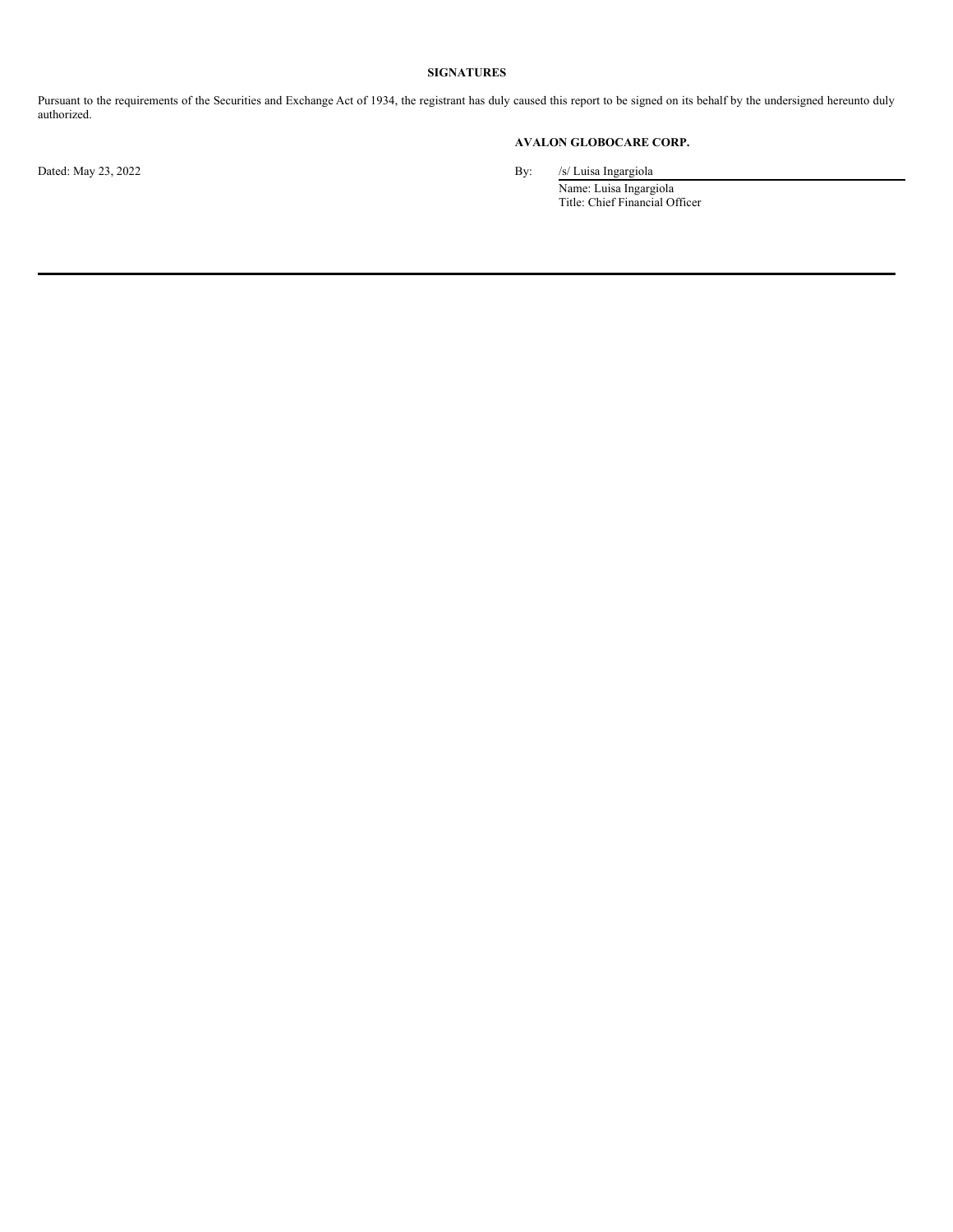**SIGNATURES**

Pursuant to the requirements of the Securities and Exchange Act of 1934, the registrant has duly caused this report to be signed on its behalf by the undersigned hereunto duly authorized.

**AVALON GLOBOCARE CORP.**

Dated: May 23, 2022

By: /s/ Luisa Ingargiola
Name: Luisa Ingargiola
Title: Chief Financial Officer